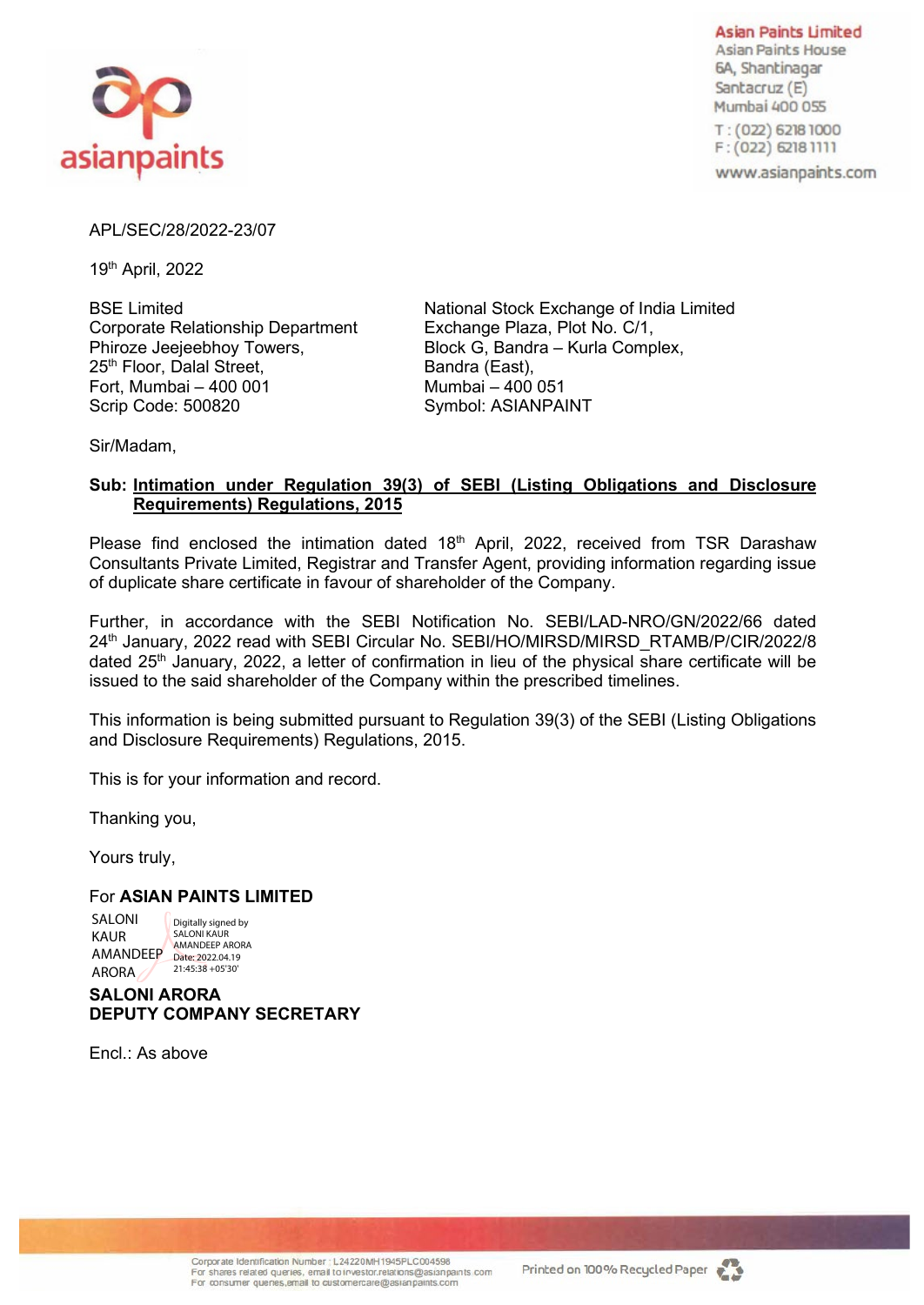**Asian Paints Limited**
Asian Paints House
6A, Shantinagar
Santacruz (E)
Mumbai 400 055
T : (022) 6218 1000
F : (022) 6218 1111
www.asianpaints.com

APL/SEC/28/2022-23/07

19th April, 2022

BSE Limited
Corporate Relationship Department
Phiroze Jeejeebhoy Towers,
25th Floor, Dalal Street,
Fort, Mumbai – 400 001
Scrip Code: 500820

National Stock Exchange of India Limited
Exchange Plaza, Plot No. C/1,
Block G, Bandra – Kurla Complex,
Bandra (East),
Mumbai – 400 051
Symbol: ASIANPAINT

Sir/Madam,

**Sub: Intimation under Regulation 39(3) of SEBI (Listing Obligations and Disclosure Requirements) Regulations, 2015**

Please find enclosed the intimation dated 18th April, 2022, received from TSR Darashaw Consultants Private Limited, Registrar and Transfer Agent, providing information regarding issue of duplicate share certificate in favour of shareholder of the Company.

Further, in accordance with the SEBI Notification No. SEBI/LAD-NRO/GN/2022/66 dated 24th January, 2022 read with SEBI Circular No. SEBI/HO/MIRSD/MIRSD_RTAMB/P/CIR/2022/8 dated 25th January, 2022, a letter of confirmation in lieu of the physical share certificate will be issued to the said shareholder of the Company within the prescribed timelines.

This information is being submitted pursuant to Regulation 39(3) of the SEBI (Listing Obligations and Disclosure Requirements) Regulations, 2015.

This is for your information and record.

Thanking you,

Yours truly,

For **ASIAN PAINTS LIMITED**

SALONI KAUR AMANDEEP ARORA
Digitally signed by SALONI KAUR AMANDEEP ARORA
Date: 2022.04.19 21:45:38 +05'30'

**SALONI ARORA**
**DEPUTY COMPANY SECRETARY**

Encl.: As above

Corporate Identification Number : L24220MH1945PLC004598
For shares related queries, email to investor.relations@asianpaints.com
For consumer queries, email to customercare@asianpaints.com

Printed on 100% Recycled Paper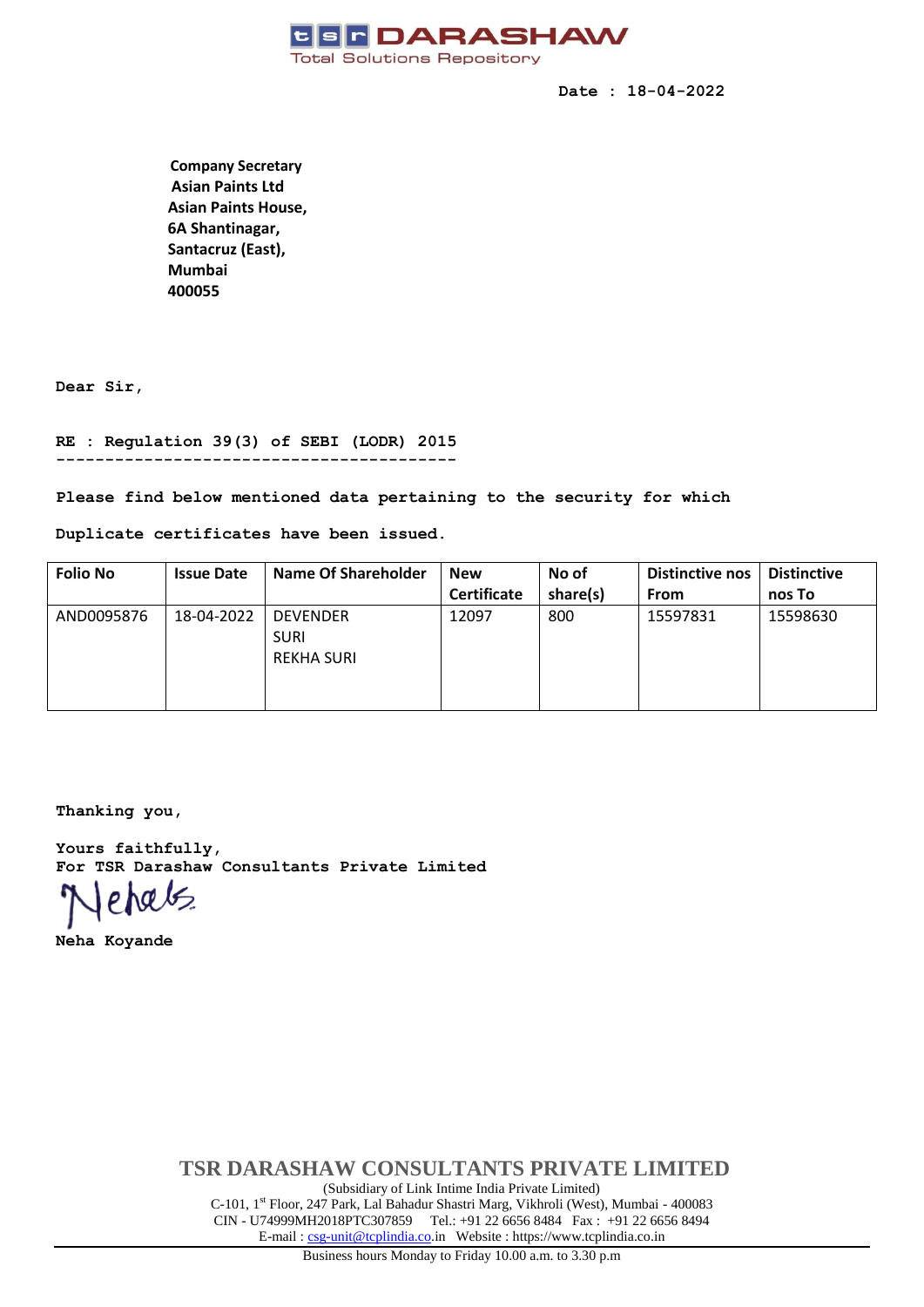**TSR DARASHAW**
Total Solutions Repository

**Date : 18-04-2022**

**Company Secretary**
**Asian Paints Ltd**
**Asian Paints House,**
**6A Shantinagar,**
**Santacruz (East),**
**Mumbai**
**400055**

**Dear Sir,**

**RE : Regulation 39(3) of SEBI (LODR) 2015**

**Please find below mentioned data pertaining to the security for which**

**Duplicate certificates have been issued.**

| Folio No | Issue Date | Name Of Shareholder | New Certificate | No of share(s) | Distinctive nos From | Distinctive nos To |
|---|---|---|---|---|---|---|
| AND0095876 | 18-04-2022 | DEVENDER SURI REKHA SURI | 12097 | 800 | 15597831 | 15598630 |

**Thanking you,**

**Yours faithfully,**
**For TSR Darashaw Consultants Private Limited**

**Neha Koyande**

**TSR DARASHAW CONSULTANTS PRIVATE LIMITED**
(Subsidiary of Link Intime India Private Limited)
C-101, 1st Floor, 247 Park, Lal Bahadur Shastri Marg, Vikhroli (West), Mumbai - 400083
CIN - U74999MH2018PTC307859 Tel.: +91 22 6656 8484 Fax : +91 22 6656 8494
E-mail : csg-unit@tcplindia.co.in Website : https://www.tcplindia.co.in
Business hours Monday to Friday 10.00 a.m. to 3.30 p.m